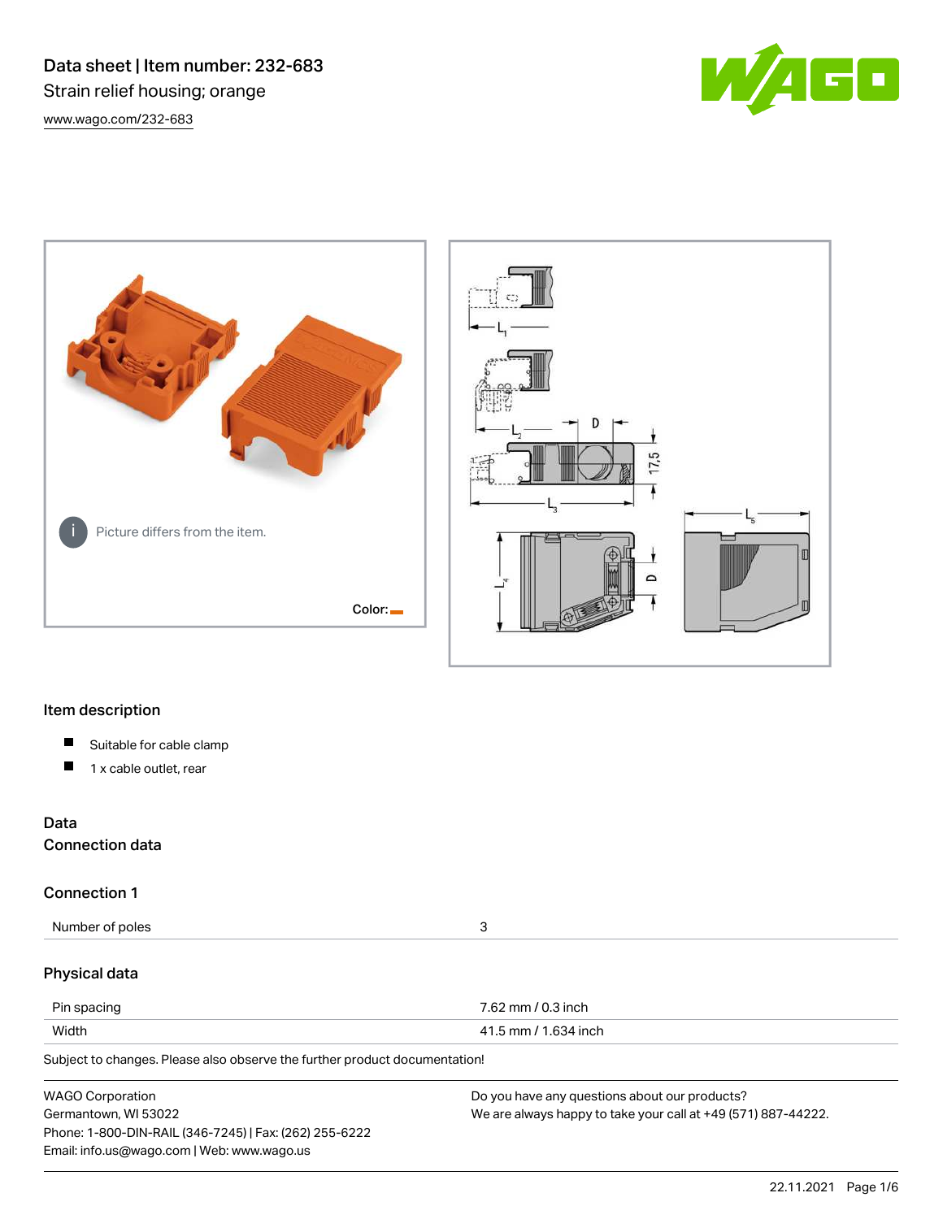# Data sheet | Item number: 232-683

Strain relief housing; orange

www.wago.com/232-683

Picture differs from the item.

Color:

## Item description

- Suitable for cable clamp
- 1 x cable outlet, rear

## Data

### Connection data

### Connection 1

| Number of poles | 3 |
| --- | --- |

### Physical data

| Pin spacing | 7.62 mm / 0.3 inch |
| --- | --- |
| Width | 41.5 mm / 1.634 inch |

Subject to changes. Please also observe the further product documentation!

WAGO Corporation
Germantown, WI 53022
Phone: 1-800-DIN-RAIL (346-7245) | Fax: (262) 255-6222
Email: info.us@wago.com | Web: www.wago.us

Do you have any questions about our products?
We are always happy to take your call at +49 (571) 887-44222.

22.11.2021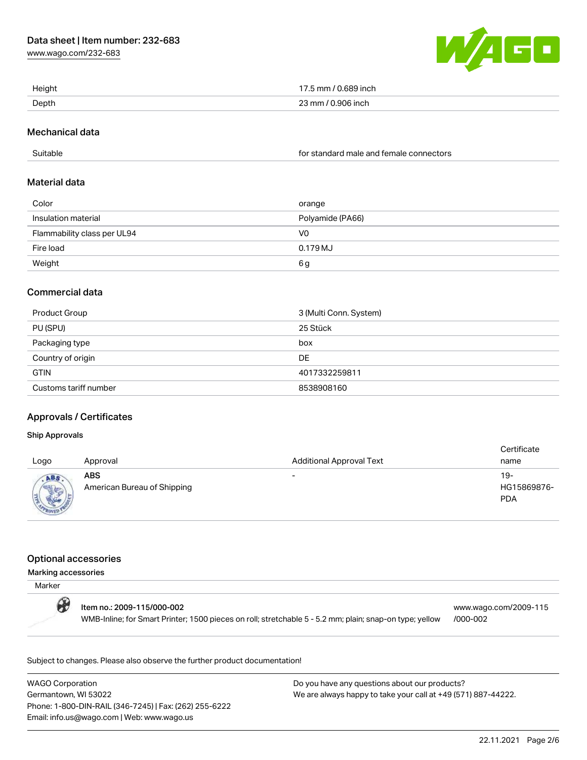| Height | 17.5 mm / 0.689 inch |
| --- | --- |
| Depth | 23 mm / 0.906 inch |

## Mechanical data

| Suitable | for standard male and female connectors |
| --- | --- |

## Material data

| Color | orange |
| --- | --- |
| Insulation material | Polyamide (PA66) |
| Flammability class per UL94 | V0 |
| Fire load | 0.179 MJ |
| Weight | 6 g |

## Commercial data

| Product Group | 3 (Multi Conn. System) |
| --- | --- |
| PU (SPU) | 25 Stück |
| Packaging type | box |
| Country of origin | DE |
| GTIN | 4017332259811 |
| Customs tariff number | 8538908160 |

## Approvals / Certificates

### Ship Approvals

| Logo | Approval | Additional Approval Text | Certificate name |
| --- | --- | --- | --- |
| | **ABS** American Bureau of Shipping | - | 19-HG15869876-PDA |

## Optional accessories

### Marking accessories

Marker

**Item no.: 2009-115/000-002**
WMB-Inline; for Smart Printer; 1500 pieces on roll; stretchable 5 - 5.2 mm; plain; snap-on type; yellow
www.wago.com/2009-115/000-002

Subject to changes. Please also observe the further product documentation!

WAGO Corporation
Germantown, WI 53022
Phone: 1-800-DIN-RAIL (346-7245) | Fax: (262) 255-6222
Email: info.us@wago.com | Web: www.wago.us

Do you have any questions about our products?
We are always happy to take your call at +49 (571) 887-44222.

22.11.2021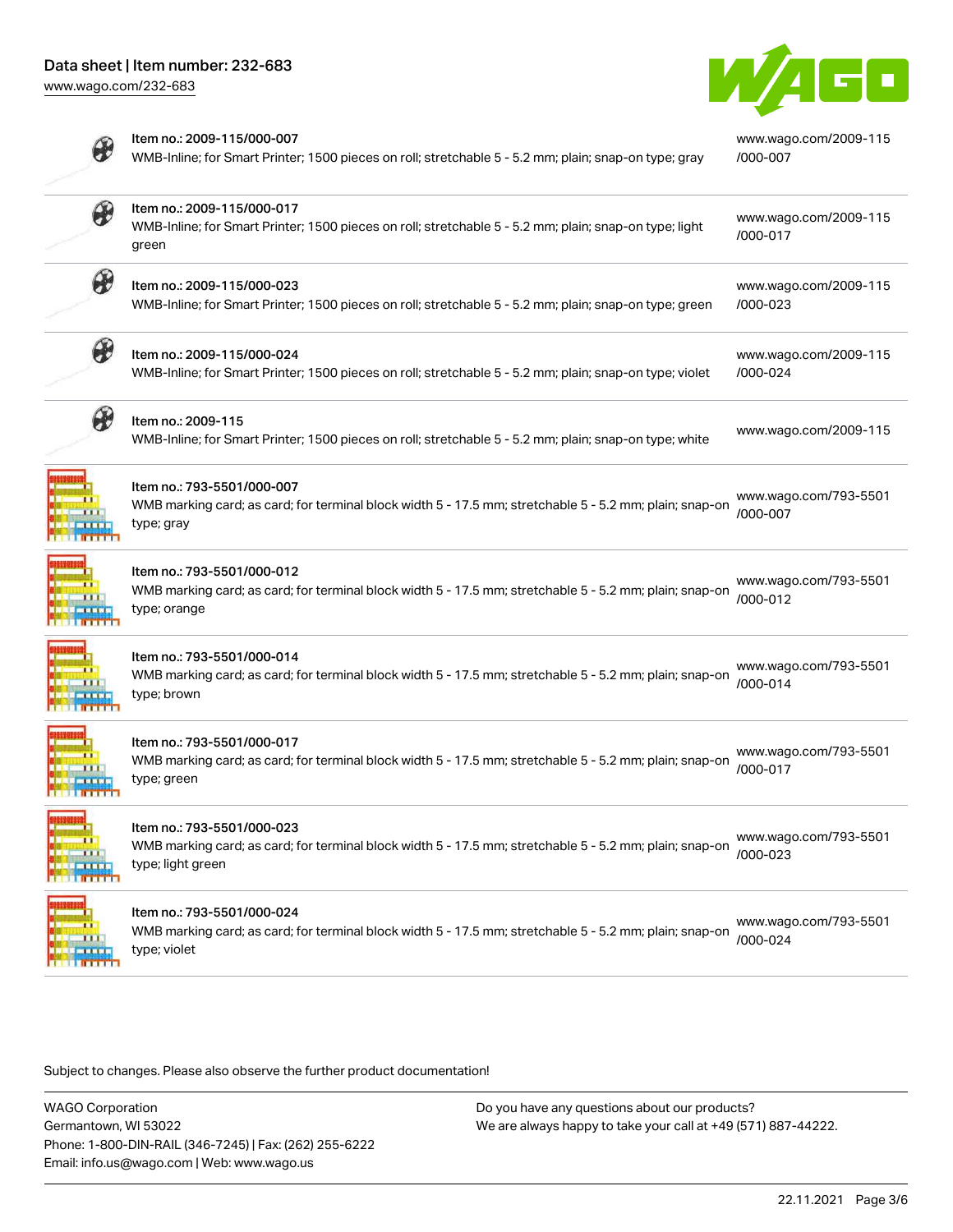| Item | Description | Link |
| --- | --- | --- |
| Item no.: 2009-115/000-007 | WMB-Inline; for Smart Printer; 1500 pieces on roll; stretchable 5 - 5.2 mm; plain; snap-on type; gray | www.wago.com/2009-115/000-007 |
| Item no.: 2009-115/000-017 | WMB-Inline; for Smart Printer; 1500 pieces on roll; stretchable 5 - 5.2 mm; plain; snap-on type; light green | www.wago.com/2009-115/000-017 |
| Item no.: 2009-115/000-023 | WMB-Inline; for Smart Printer; 1500 pieces on roll; stretchable 5 - 5.2 mm; plain; snap-on type; green | www.wago.com/2009-115/000-023 |
| Item no.: 2009-115/000-024 | WMB-Inline; for Smart Printer; 1500 pieces on roll; stretchable 5 - 5.2 mm; plain; snap-on type; violet | www.wago.com/2009-115/000-024 |
| Item no.: 2009-115 | WMB-Inline; for Smart Printer; 1500 pieces on roll; stretchable 5 - 5.2 mm; plain; snap-on type; white | www.wago.com/2009-115 |
| Item no.: 793-5501/000-007 | WMB marking card; as card; for terminal block width 5 - 17.5 mm; stretchable 5 - 5.2 mm; plain; snap-on type; gray | www.wago.com/793-5501/000-007 |
| Item no.: 793-5501/000-012 | WMB marking card; as card; for terminal block width 5 - 17.5 mm; stretchable 5 - 5.2 mm; plain; snap-on type; orange | www.wago.com/793-5501/000-012 |
| Item no.: 793-5501/000-014 | WMB marking card; as card; for terminal block width 5 - 17.5 mm; stretchable 5 - 5.2 mm; plain; snap-on type; brown | www.wago.com/793-5501/000-014 |
| Item no.: 793-5501/000-017 | WMB marking card; as card; for terminal block width 5 - 17.5 mm; stretchable 5 - 5.2 mm; plain; snap-on type; green | www.wago.com/793-5501/000-017 |
| Item no.: 793-5501/000-023 | WMB marking card; as card; for terminal block width 5 - 17.5 mm; stretchable 5 - 5.2 mm; plain; snap-on type; light green | www.wago.com/793-5501/000-023 |
| Item no.: 793-5501/000-024 | WMB marking card; as card; for terminal block width 5 - 17.5 mm; stretchable 5 - 5.2 mm; plain; snap-on type; violet | www.wago.com/793-5501/000-024 |

Subject to changes. Please also observe the further product documentation!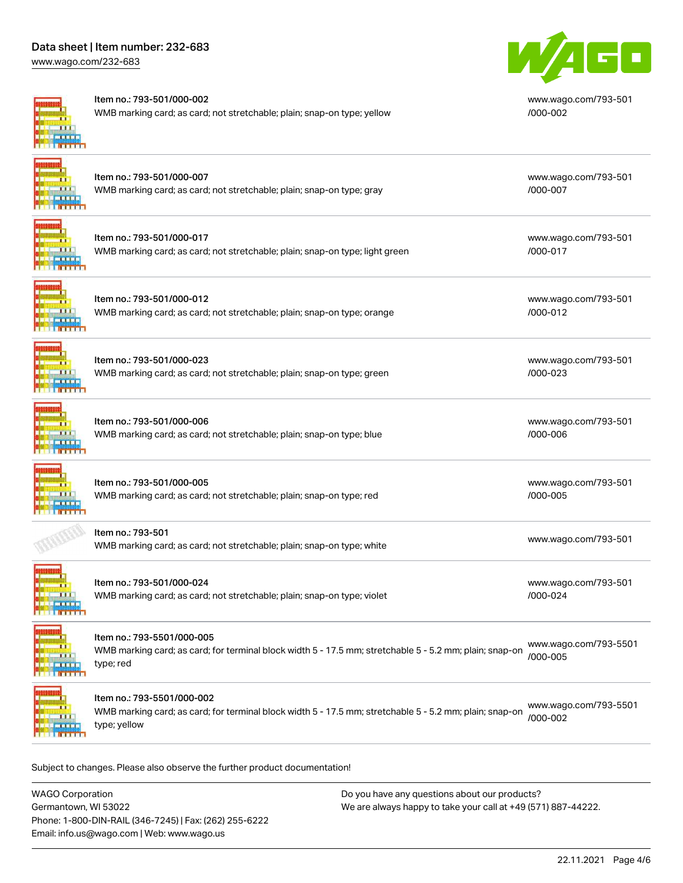Item no.: 793-501/000-002
WMB marking card; as card; not stretchable; plain; snap-on type; yellow
www.wago.com/793-501/000-002

Item no.: 793-501/000-007
WMB marking card; as card; not stretchable; plain; snap-on type; gray
www.wago.com/793-501/000-007

Item no.: 793-501/000-017
WMB marking card; as card; not stretchable; plain; snap-on type; light green
www.wago.com/793-501/000-017

Item no.: 793-501/000-012
WMB marking card; as card; not stretchable; plain; snap-on type; orange
www.wago.com/793-501/000-012

Item no.: 793-501/000-023
WMB marking card; as card; not stretchable; plain; snap-on type; green
www.wago.com/793-501/000-023

Item no.: 793-501/000-006
WMB marking card; as card; not stretchable; plain; snap-on type; blue
www.wago.com/793-501/000-006

Item no.: 793-501/000-005
WMB marking card; as card; not stretchable; plain; snap-on type; red
www.wago.com/793-501/000-005

Item no.: 793-501
WMB marking card; as card; not stretchable; plain; snap-on type; white
www.wago.com/793-501

Item no.: 793-501/000-024
WMB marking card; as card; not stretchable; plain; snap-on type; violet
www.wago.com/793-501/000-024

Item no.: 793-5501/000-005
WMB marking card; as card; for terminal block width 5 - 17.5 mm; stretchable 5 - 5.2 mm; plain; snap-on type; red
www.wago.com/793-5501/000-005

Item no.: 793-5501/000-002
WMB marking card; as card; for terminal block width 5 - 17.5 mm; stretchable 5 - 5.2 mm; plain; snap-on type; yellow
www.wago.com/793-5501/000-002

Subject to changes. Please also observe the further product documentation!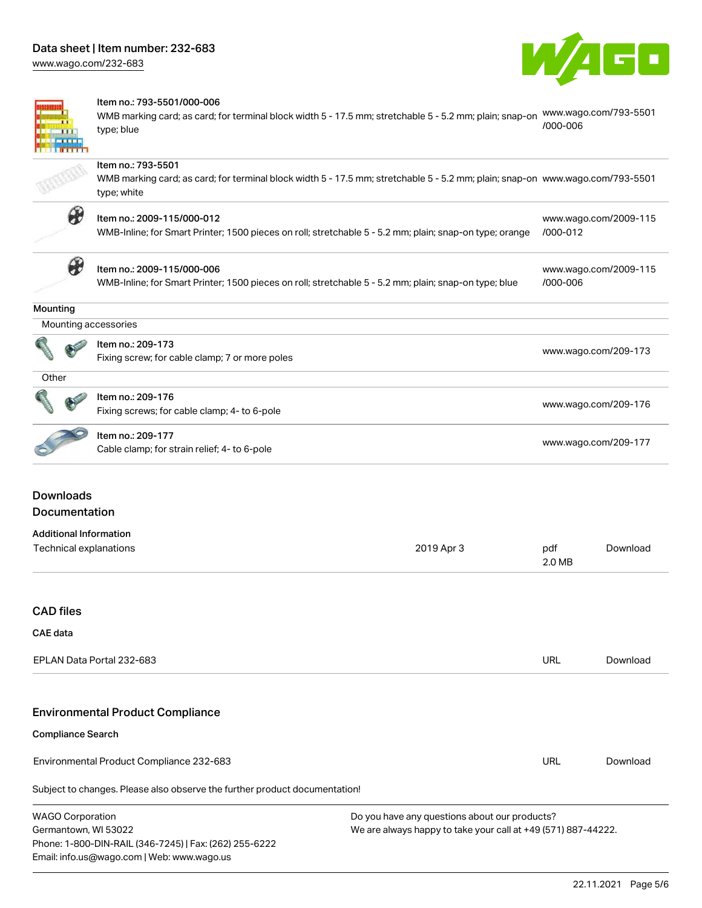| | | |
|---|---|---|
| | Item no.: 793-5501/000-006<br>WMB marking card; as card; for terminal block width 5 - 17.5 mm; stretchable 5 - 5.2 mm; plain; snap-on type; blue | www.wago.com/793-5501/000-006 |
| | Item no.: 793-5501<br>WMB marking card; as card; for terminal block width 5 - 17.5 mm; stretchable 5 - 5.2 mm; plain; snap-on type; white | www.wago.com/793-5501 |
| | Item no.: 2009-115/000-012<br>WMB-Inline; for Smart Printer; 1500 pieces on roll; stretchable 5 - 5.2 mm; plain; snap-on type; orange | www.wago.com/2009-115/000-012 |
| | Item no.: 2009-115/000-006<br>WMB-Inline; for Smart Printer; 1500 pieces on roll; stretchable 5 - 5.2 mm; plain; snap-on type; blue | www.wago.com/2009-115/000-006 |

**Mounting**

Mounting accessories

| | | |
|---|---|---|
| | Item no.: 209-173<br>Fixing screw; for cable clamp; 7 or more poles | www.wago.com/209-173 |

Other

| | | |
|---|---|---|
| | Item no.: 209-176<br>Fixing screws; for cable clamp; 4- to 6-pole | www.wago.com/209-176 |
| | Item no.: 209-177<br>Cable clamp; for strain relief; 4- to 6-pole | www.wago.com/209-177 |

## Downloads

## Documentation

**Additional Information**

| | | | |
|---|---|---|---|
| Technical explanations | 2019 Apr 3 | pdf 2.0 MB | Download |

## CAD files

**CAE data**

| | | |
|---|---|---|
| EPLAN Data Portal 232-683 | URL | Download |

## Environmental Product Compliance

**Compliance Search**

| | | |
|---|---|---|
| Environmental Product Compliance 232-683 | URL | Download |

Subject to changes. Please also observe the further product documentation!

WAGO Corporation
Germantown, WI 53022
Phone: 1-800-DIN-RAIL (346-7245) | Fax: (262) 255-6222
Email: info.us@wago.com | Web: www.wago.us

Do you have any questions about our products?
We are always happy to take your call at +49 (571) 887-44222.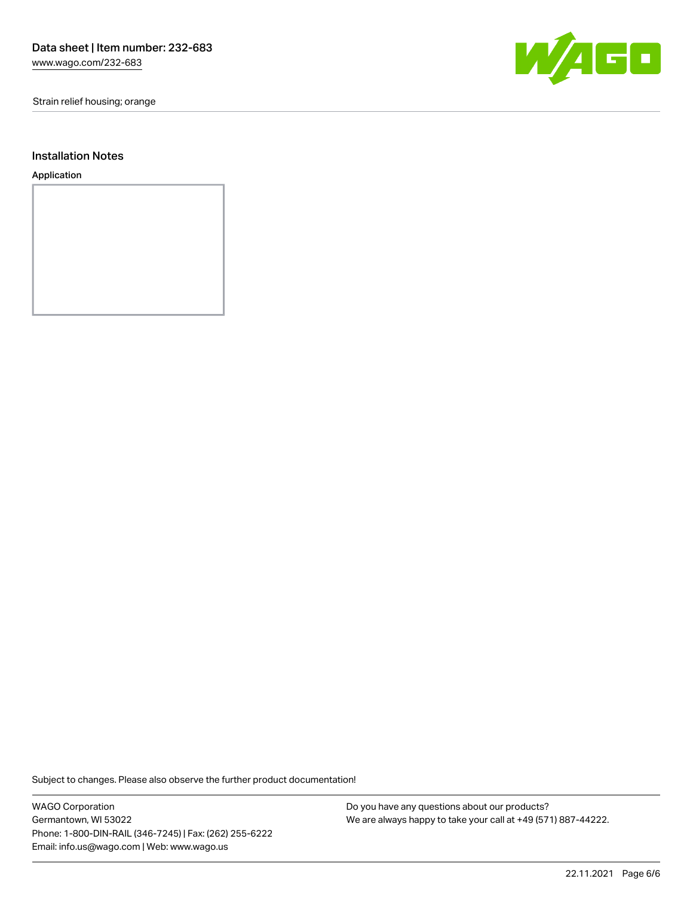## Installation Notes

### Application

Subject to changes. Please also observe the further product documentation!

WAGO Corporation
Germantown, WI 53022
Phone: 1-800-DIN-RAIL (346-7245) | Fax: (262) 255-6222
Email: info.us@wago.com | Web: www.wago.us

Do you have any questions about our products?
We are always happy to take your call at +49 (571) 887-44222.